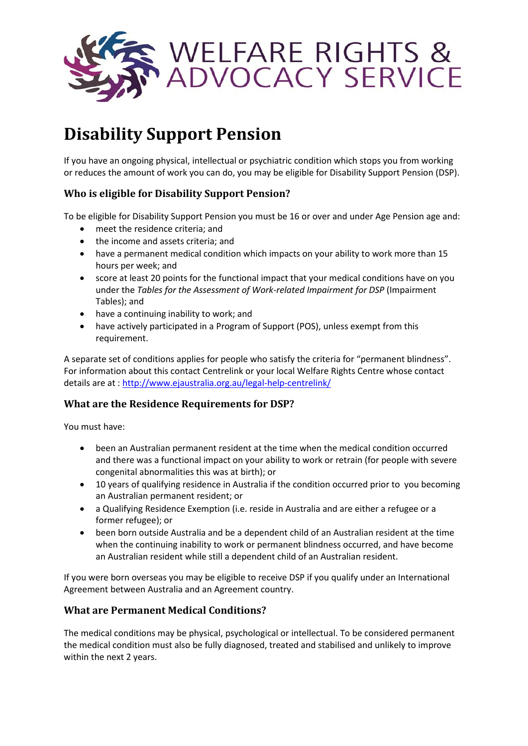WELFARE RIGHTS & ADVOCACY SERVICE

# Disability Support Pension

If you have an ongoing physical, intellectual or psychiatric condition which stops you from working or reduces the amount of work you can do, you may be eligible for Disability Support Pension (DSP).

## Who is eligible for Disability Support Pension?

To be eligible for Disability Support Pension you must be 16 or over and under Age Pension age and:

- meet the residence criteria; and
- the income and assets criteria; and
- have a permanent medical condition which impacts on your ability to work more than 15 hours per week; and
- score at least 20 points for the functional impact that your medical conditions have on you under the *Tables for the Assessment of Work-related Impairment for DSP* (Impairment Tables); and
- have a continuing inability to work; and
- have actively participated in a Program of Support (POS), unless exempt from this requirement.

A separate set of conditions applies for people who satisfy the criteria for "permanent blindness". For information about this contact Centrelink or your local Welfare Rights Centre whose contact details are at : http://www.ejaustralia.org.au/legal-help-centrelink/

## What are the Residence Requirements for DSP?

You must have:

- been an Australian permanent resident at the time when the medical condition occurred and there was a functional impact on your ability to work or retrain (for people with severe congenital abnormalities this was at birth); or
- 10 years of qualifying residence in Australia if the condition occurred prior to you becoming an Australian permanent resident; or
- a Qualifying Residence Exemption (i.e. reside in Australia and are either a refugee or a former refugee); or
- been born outside Australia and be a dependent child of an Australian resident at the time when the continuing inability to work or permanent blindness occurred, and have become an Australian resident while still a dependent child of an Australian resident.

If you were born overseas you may be eligible to receive DSP if you qualify under an International Agreement between Australia and an Agreement country.

## What are Permanent Medical Conditions?

The medical conditions may be physical, psychological or intellectual. To be considered permanent the medical condition must also be fully diagnosed, treated and stabilised and unlikely to improve within the next 2 years.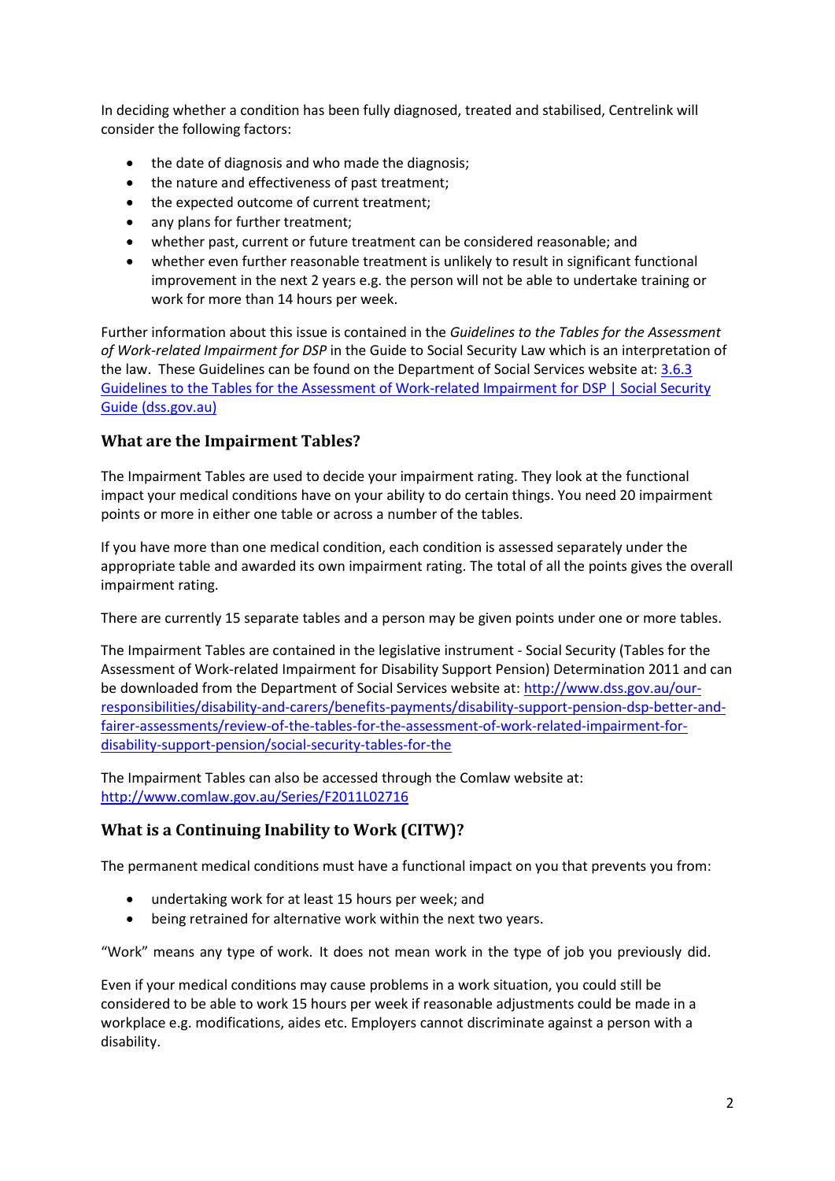In deciding whether a condition has been fully diagnosed, treated and stabilised, Centrelink will consider the following factors:

- the date of diagnosis and who made the diagnosis;
- the nature and effectiveness of past treatment;
- the expected outcome of current treatment;
- any plans for further treatment;
- whether past, current or future treatment can be considered reasonable; and
- whether even further reasonable treatment is unlikely to result in significant functional improvement in the next 2 years e.g. the person will not be able to undertake training or work for more than 14 hours per week.

Further information about this issue is contained in the *Guidelines to the Tables for the Assessment of Work-related Impairment for DSP* in the Guide to Social Security Law which is an interpretation of the law. These Guidelines can be found on the Department of Social Services website at: [3.6.3 Guidelines to the Tables for the Assessment of Work-related Impairment for DSP | Social Security Guide (dss.gov.au)]()

## What are the Impairment Tables?

The Impairment Tables are used to decide your impairment rating. They look at the functional impact your medical conditions have on your ability to do certain things. You need 20 impairment points or more in either one table or across a number of the tables.

If you have more than one medical condition, each condition is assessed separately under the appropriate table and awarded its own impairment rating. The total of all the points gives the overall impairment rating.

There are currently 15 separate tables and a person may be given points under one or more tables.

The Impairment Tables are contained in the legislative instrument - Social Security (Tables for the Assessment of Work-related Impairment for Disability Support Pension) Determination 2011 and can be downloaded from the Department of Social Services website at: http://www.dss.gov.au/our-responsibilities/disability-and-carers/benefits-payments/disability-support-pension-dsp-better-and-fairer-assessments/review-of-the-tables-for-the-assessment-of-work-related-impairment-for-disability-support-pension/social-security-tables-for-the

The Impairment Tables can also be accessed through the Comlaw website at: http://www.comlaw.gov.au/Series/F2011L02716

## What is a Continuing Inability to Work (CITW)?

The permanent medical conditions must have a functional impact on you that prevents you from:

- undertaking work for at least 15 hours per week; and
- being retrained for alternative work within the next two years.

"Work" means any type of work. It does not mean work in the type of job you previously did.

Even if your medical conditions may cause problems in a work situation, you could still be considered to be able to work 15 hours per week if reasonable adjustments could be made in a workplace e.g. modifications, aides etc. Employers cannot discriminate against a person with a disability.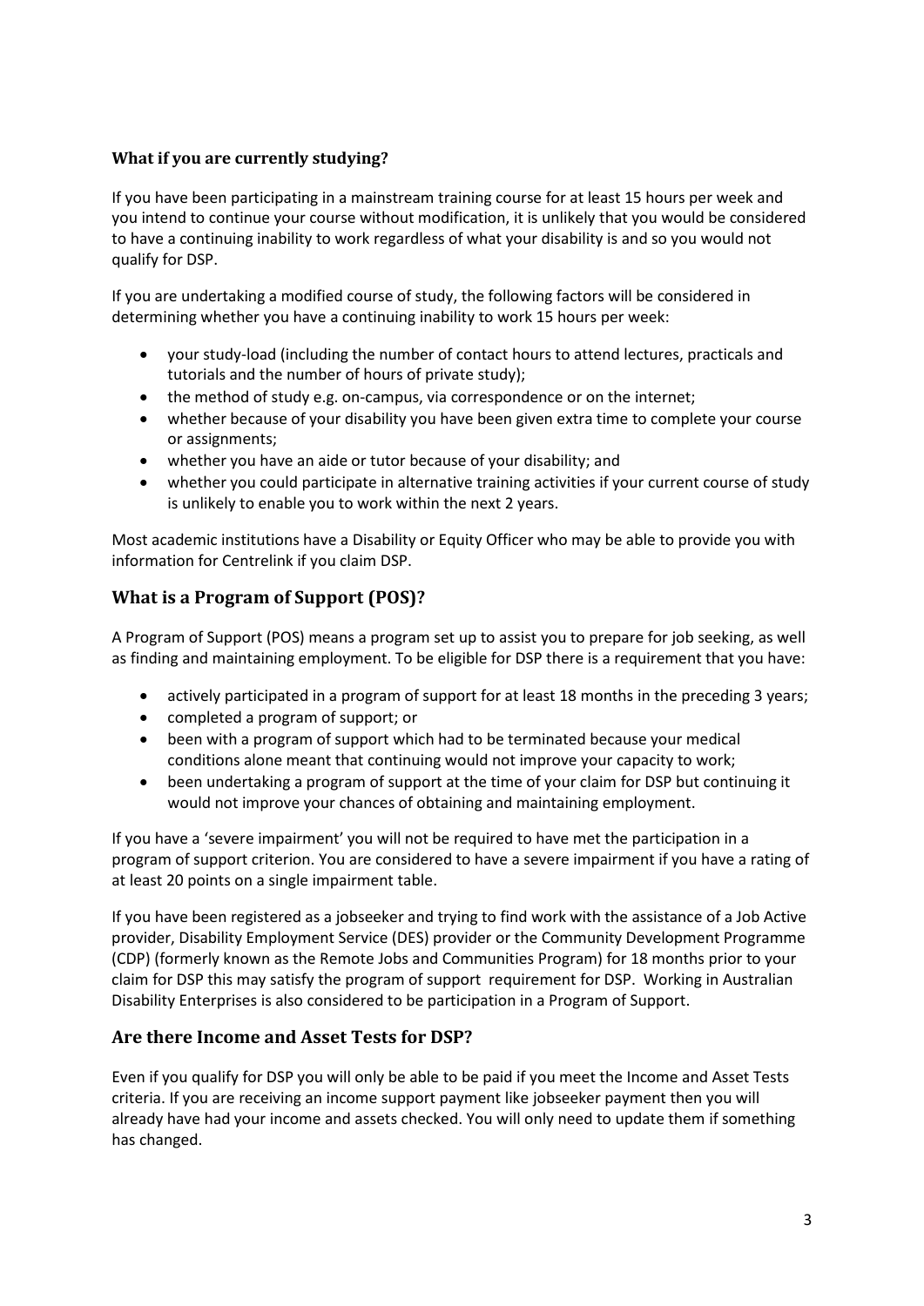### What if you are currently studying?

If you have been participating in a mainstream training course for at least 15 hours per week and you intend to continue your course without modification, it is unlikely that you would be considered to have a continuing inability to work regardless of what your disability is and so you would not qualify for DSP.

If you are undertaking a modified course of study, the following factors will be considered in determining whether you have a continuing inability to work 15 hours per week:

- your study-load (including the number of contact hours to attend lectures, practicals and tutorials and the number of hours of private study);
- the method of study e.g. on-campus, via correspondence or on the internet;
- whether because of your disability you have been given extra time to complete your course or assignments;
- whether you have an aide or tutor because of your disability; and
- whether you could participate in alternative training activities if your current course of study is unlikely to enable you to work within the next 2 years.

Most academic institutions have a Disability or Equity Officer who may be able to provide you with information for Centrelink if you claim DSP.

## What is a Program of Support (POS)?

A Program of Support (POS) means a program set up to assist you to prepare for job seeking, as well as finding and maintaining employment. To be eligible for DSP there is a requirement that you have:

- actively participated in a program of support for at least 18 months in the preceding 3 years;
- completed a program of support; or
- been with a program of support which had to be terminated because your medical conditions alone meant that continuing would not improve your capacity to work;
- been undertaking a program of support at the time of your claim for DSP but continuing it would not improve your chances of obtaining and maintaining employment.

If you have a 'severe impairment' you will not be required to have met the participation in a program of support criterion. You are considered to have a severe impairment if you have a rating of at least 20 points on a single impairment table.

If you have been registered as a jobseeker and trying to find work with the assistance of a Job Active provider, Disability Employment Service (DES) provider or the Community Development Programme (CDP) (formerly known as the Remote Jobs and Communities Program) for 18 months prior to your claim for DSP this may satisfy the program of support requirement for DSP. Working in Australian Disability Enterprises is also considered to be participation in a Program of Support.

## Are there Income and Asset Tests for DSP?

Even if you qualify for DSP you will only be able to be paid if you meet the Income and Asset Tests criteria. If you are receiving an income support payment like jobseeker payment then you will already have had your income and assets checked. You will only need to update them if something has changed.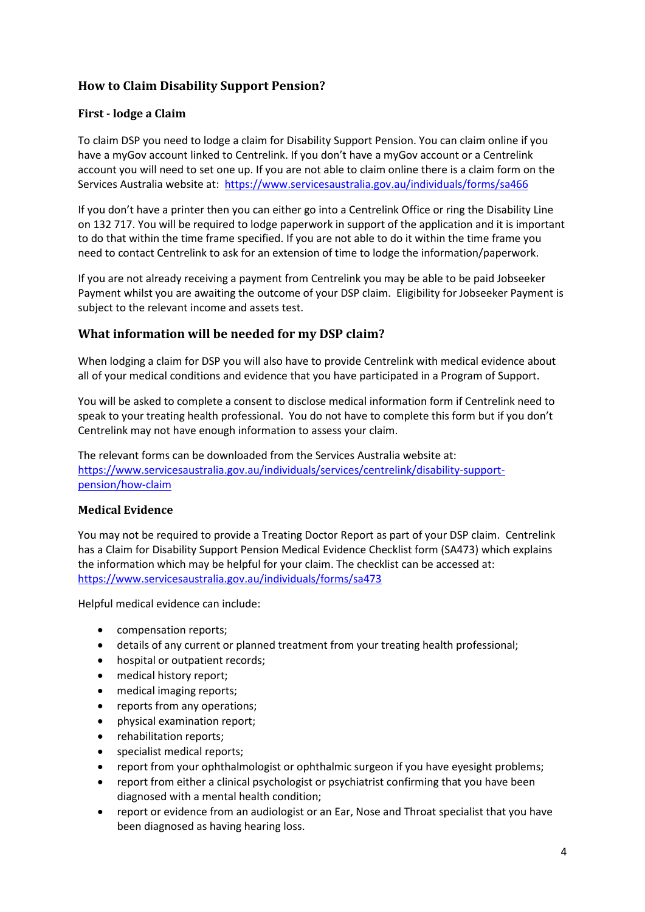## How to Claim Disability Support Pension?

### First - lodge a Claim

To claim DSP you need to lodge a claim for Disability Support Pension. You can claim online if you have a myGov account linked to Centrelink. If you don't have a myGov account or a Centrelink account you will need to set one up. If you are not able to claim online there is a claim form on the Services Australia website at: [https://www.servicesaustralia.gov.au/individuals/forms/sa466](https://www.servicesaustralia.gov.au/individuals/forms/sa466)

If you don't have a printer then you can either go into a Centrelink Office or ring the Disability Line on 132 717. You will be required to lodge paperwork in support of the application and it is important to do that within the time frame specified. If you are not able to do it within the time frame you need to contact Centrelink to ask for an extension of time to lodge the information/paperwork.

If you are not already receiving a payment from Centrelink you may be able to be paid Jobseeker Payment whilst you are awaiting the outcome of your DSP claim. Eligibility for Jobseeker Payment is subject to the relevant income and assets test.

## What information will be needed for my DSP claim?

When lodging a claim for DSP you will also have to provide Centrelink with medical evidence about all of your medical conditions and evidence that you have participated in a Program of Support.

You will be asked to complete a consent to disclose medical information form if Centrelink need to speak to your treating health professional. You do not have to complete this form but if you don't Centrelink may not have enough information to assess your claim.

The relevant forms can be downloaded from the Services Australia website at: [https://www.servicesaustralia.gov.au/individuals/services/centrelink/disability-support-pension/how-claim](https://www.servicesaustralia.gov.au/individuals/services/centrelink/disability-support-pension/how-claim)

### Medical Evidence

You may not be required to provide a Treating Doctor Report as part of your DSP claim. Centrelink has a Claim for Disability Support Pension Medical Evidence Checklist form (SA473) which explains the information which may be helpful for your claim. The checklist can be accessed at: [https://www.servicesaustralia.gov.au/individuals/forms/sa473](https://www.servicesaustralia.gov.au/individuals/forms/sa473)

Helpful medical evidence can include:

- compensation reports;
- details of any current or planned treatment from your treating health professional;
- hospital or outpatient records;
- medical history report;
- medical imaging reports;
- reports from any operations;
- physical examination report;
- rehabilitation reports;
- specialist medical reports;
- report from your ophthalmologist or ophthalmic surgeon if you have eyesight problems;
- report from either a clinical psychologist or psychiatrist confirming that you have been diagnosed with a mental health condition;
- report or evidence from an audiologist or an Ear, Nose and Throat specialist that you have been diagnosed as having hearing loss.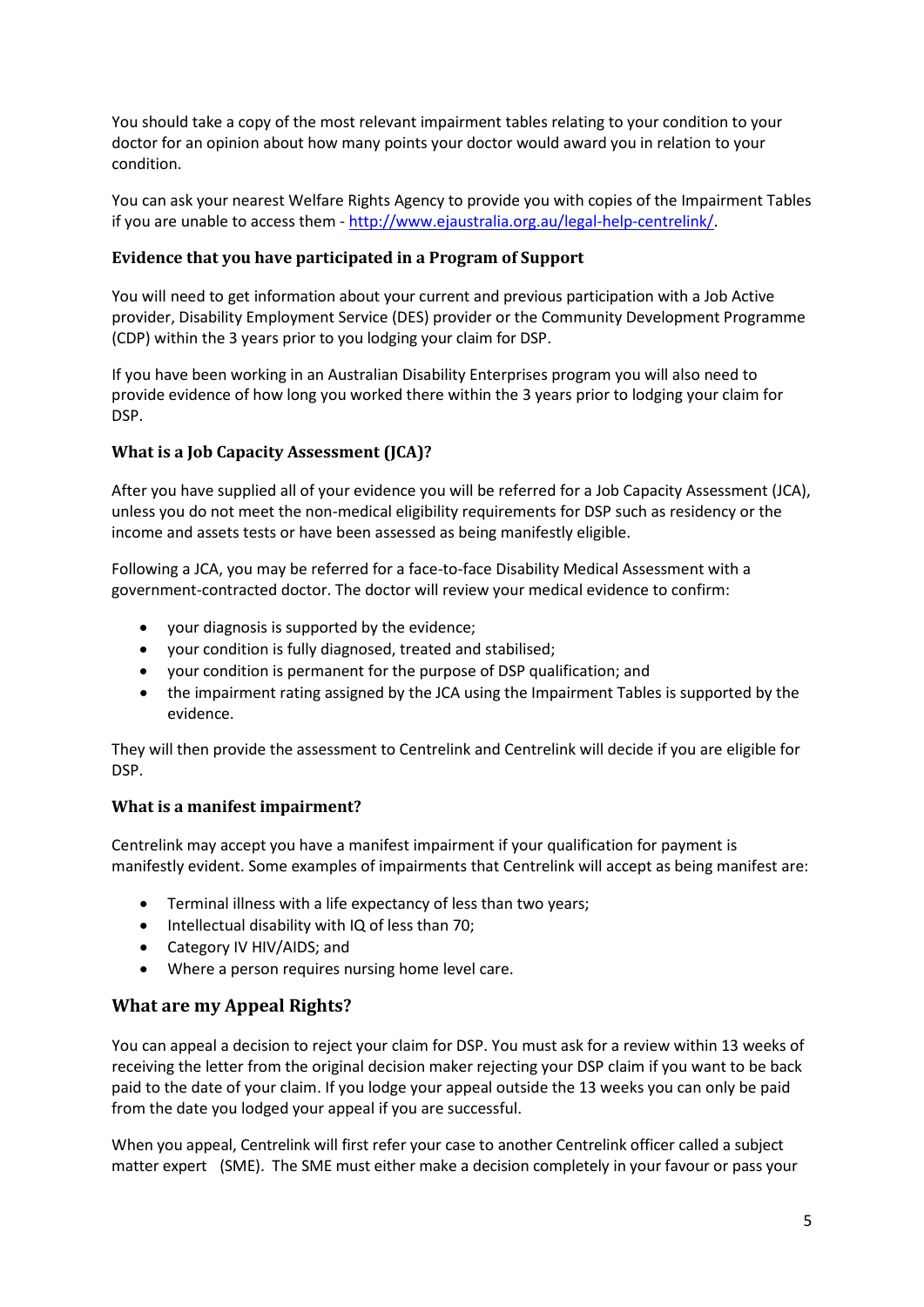You should take a copy of the most relevant impairment tables relating to your condition to your doctor for an opinion about how many points your doctor would award you in relation to your condition.

You can ask your nearest Welfare Rights Agency to provide you with copies of the Impairment Tables if you are unable to access them - [http://www.ejaustralia.org.au/legal-help-centrelink/](http://www.ejaustralia.org.au/legal-help-centrelink/).

### Evidence that you have participated in a Program of Support

You will need to get information about your current and previous participation with a Job Active provider, Disability Employment Service (DES) provider or the Community Development Programme (CDP) within the 3 years prior to you lodging your claim for DSP.

If you have been working in an Australian Disability Enterprises program you will also need to provide evidence of how long you worked there within the 3 years prior to lodging your claim for DSP.

### What is a Job Capacity Assessment (JCA)?

After you have supplied all of your evidence you will be referred for a Job Capacity Assessment (JCA), unless you do not meet the non-medical eligibility requirements for DSP such as residency or the income and assets tests or have been assessed as being manifestly eligible.

Following a JCA, you may be referred for a face-to-face Disability Medical Assessment with a government-contracted doctor. The doctor will review your medical evidence to confirm:

- your diagnosis is supported by the evidence;
- your condition is fully diagnosed, treated and stabilised;
- your condition is permanent for the purpose of DSP qualification; and
- the impairment rating assigned by the JCA using the Impairment Tables is supported by the evidence.

They will then provide the assessment to Centrelink and Centrelink will decide if you are eligible for DSP.

### What is a manifest impairment?

Centrelink may accept you have a manifest impairment if your qualification for payment is manifestly evident. Some examples of impairments that Centrelink will accept as being manifest are:

- Terminal illness with a life expectancy of less than two years;
- Intellectual disability with IQ of less than 70;
- Category IV HIV/AIDS; and
- Where a person requires nursing home level care.

## What are my Appeal Rights?

You can appeal a decision to reject your claim for DSP. You must ask for a review within 13 weeks of receiving the letter from the original decision maker rejecting your DSP claim if you want to be back paid to the date of your claim. If you lodge your appeal outside the 13 weeks you can only be paid from the date you lodged your appeal if you are successful.

When you appeal, Centrelink will first refer your case to another Centrelink officer called a subject matter expert (SME). The SME must either make a decision completely in your favour or pass your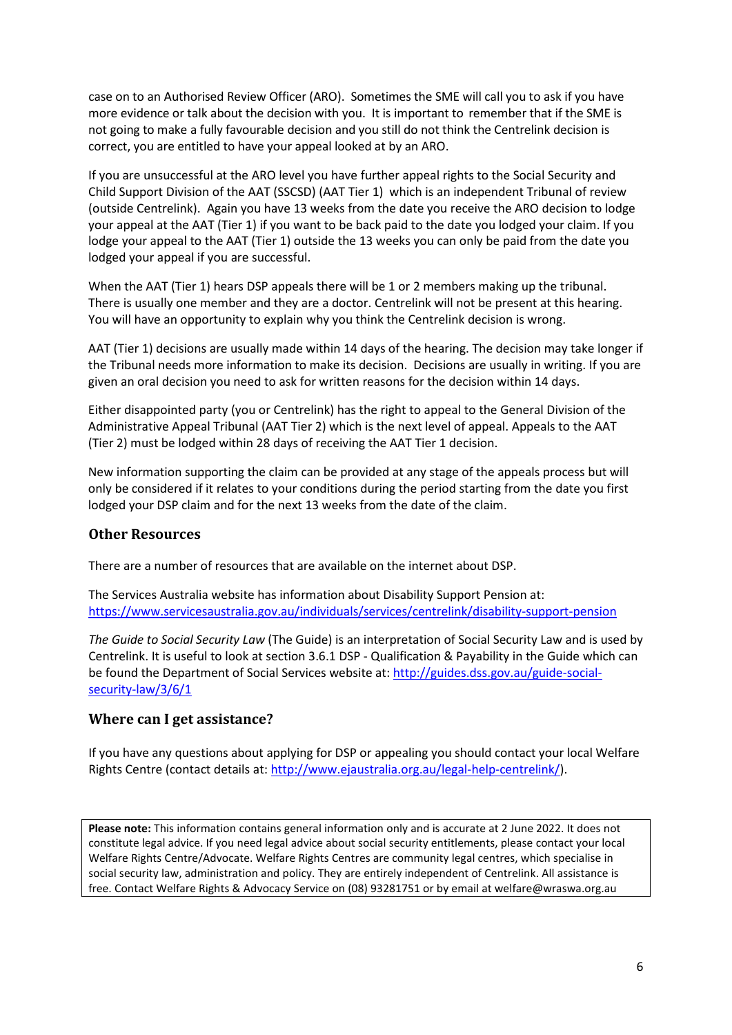case on to an Authorised Review Officer (ARO). Sometimes the SME will call you to ask if you have more evidence or talk about the decision with you. It is important to remember that if the SME is not going to make a fully favourable decision and you still do not think the Centrelink decision is correct, you are entitled to have your appeal looked at by an ARO.

If you are unsuccessful at the ARO level you have further appeal rights to the Social Security and Child Support Division of the AAT (SSCSD) (AAT Tier 1) which is an independent Tribunal of review (outside Centrelink). Again you have 13 weeks from the date you receive the ARO decision to lodge your appeal at the AAT (Tier 1) if you want to be back paid to the date you lodged your claim. If you lodge your appeal to the AAT (Tier 1) outside the 13 weeks you can only be paid from the date you lodged your appeal if you are successful.

When the AAT (Tier 1) hears DSP appeals there will be 1 or 2 members making up the tribunal. There is usually one member and they are a doctor. Centrelink will not be present at this hearing. You will have an opportunity to explain why you think the Centrelink decision is wrong.

AAT (Tier 1) decisions are usually made within 14 days of the hearing. The decision may take longer if the Tribunal needs more information to make its decision. Decisions are usually in writing. If you are given an oral decision you need to ask for written reasons for the decision within 14 days.

Either disappointed party (you or Centrelink) has the right to appeal to the General Division of the Administrative Appeal Tribunal (AAT Tier 2) which is the next level of appeal. Appeals to the AAT (Tier 2) must be lodged within 28 days of receiving the AAT Tier 1 decision.

New information supporting the claim can be provided at any stage of the appeals process but will only be considered if it relates to your conditions during the period starting from the date you first lodged your DSP claim and for the next 13 weeks from the date of the claim.

## Other Resources

There are a number of resources that are available on the internet about DSP.

The Services Australia website has information about Disability Support Pension at: https://www.servicesaustralia.gov.au/individuals/services/centrelink/disability-support-pension

*The Guide to Social Security Law* (The Guide) is an interpretation of Social Security Law and is used by Centrelink. It is useful to look at section 3.6.1 DSP - Qualification & Payability in the Guide which can be found the Department of Social Services website at: http://guides.dss.gov.au/guide-social-security-law/3/6/1

## Where can I get assistance?

If you have any questions about applying for DSP or appealing you should contact your local Welfare Rights Centre (contact details at: http://www.ejaustralia.org.au/legal-help-centrelink/).

**Please note:** This information contains general information only and is accurate at 2 June 2022. It does not constitute legal advice. If you need legal advice about social security entitlements, please contact your local Welfare Rights Centre/Advocate. Welfare Rights Centres are community legal centres, which specialise in social security law, administration and policy. They are entirely independent of Centrelink. All assistance is free. Contact Welfare Rights & Advocacy Service on (08) 93281751 or by email at welfare@wraswa.org.au